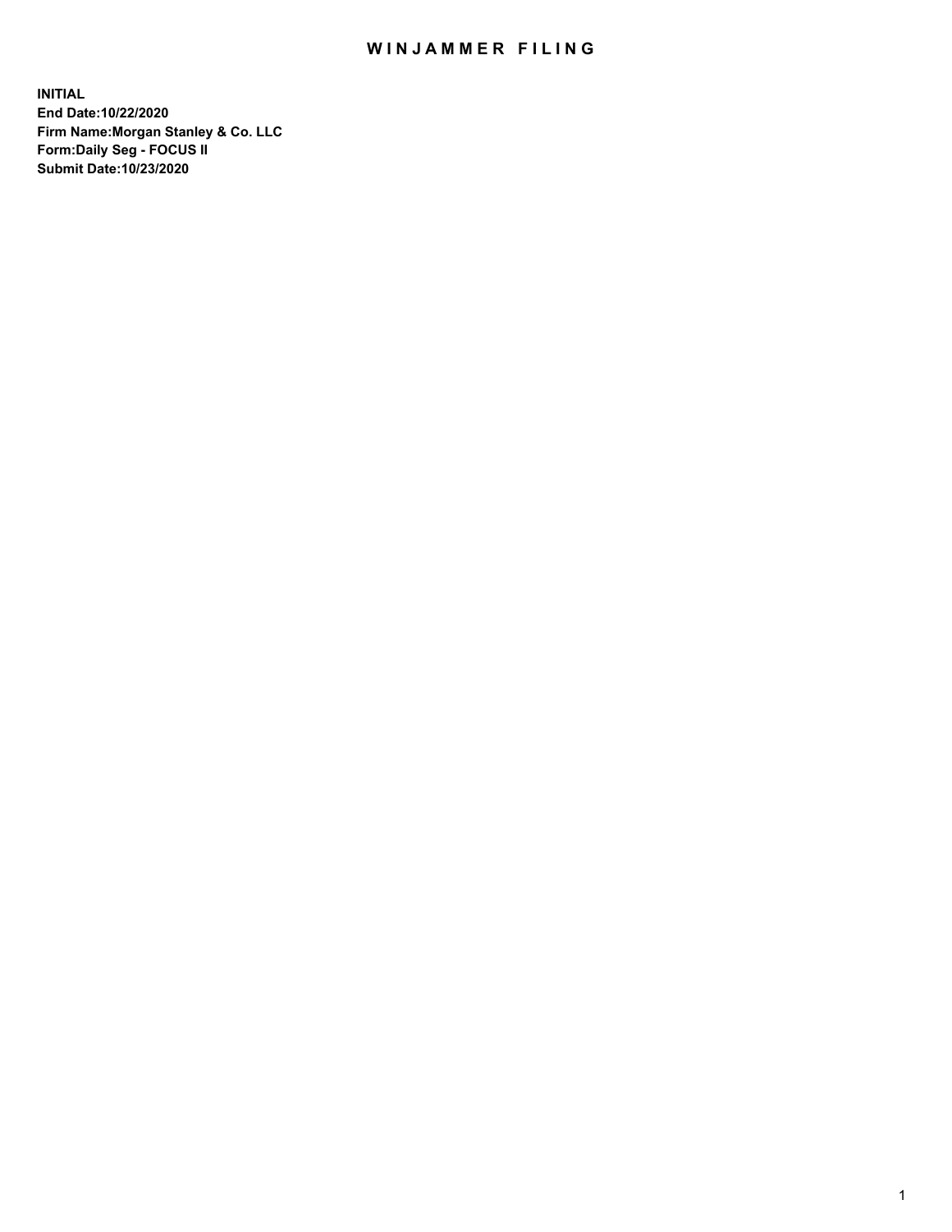# WINJAMMER FILING

**INITIAL**
**End Date:10/22/2020**
**Firm Name:Morgan Stanley & Co. LLC**
**Form:Daily Seg - FOCUS II**
**Submit Date:10/23/2020**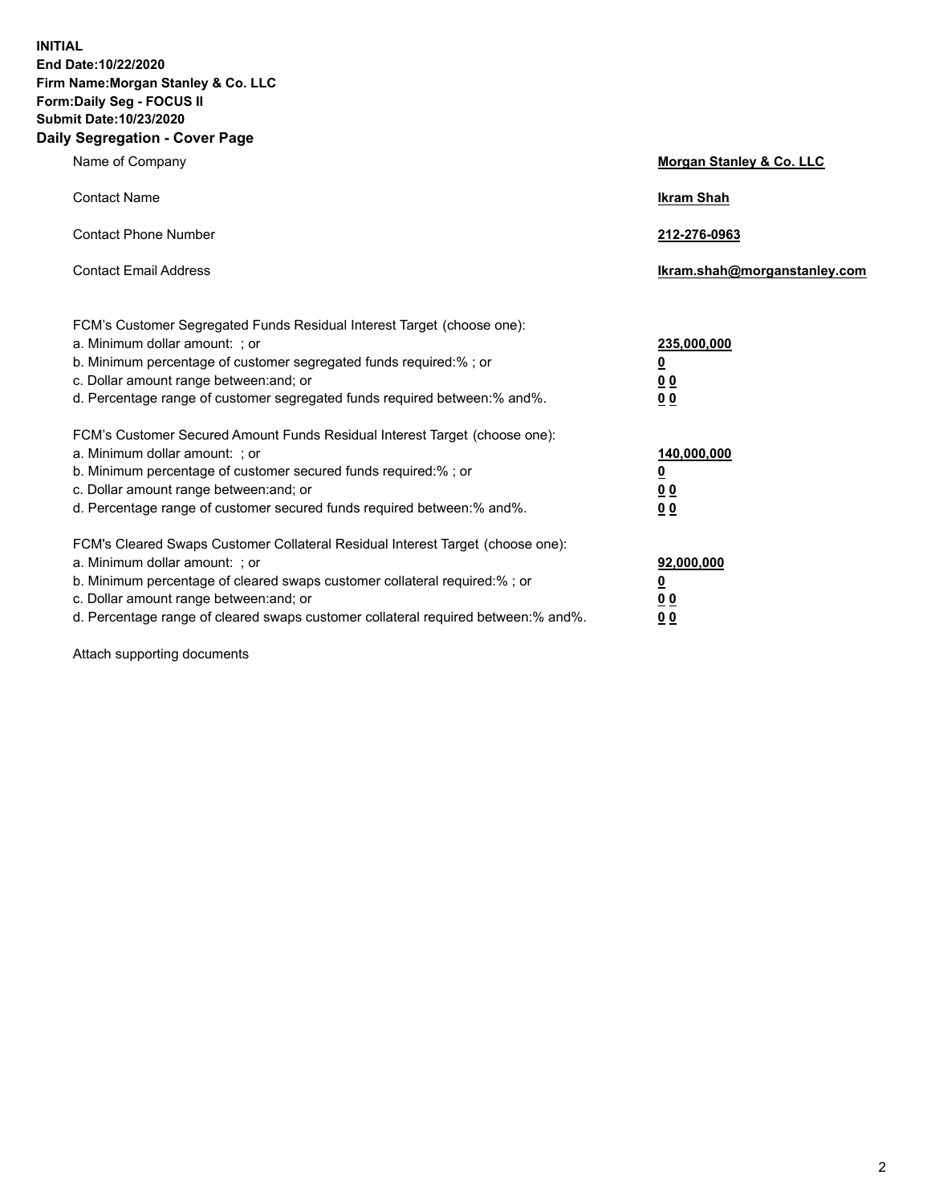**INITIAL**
**End Date:10/22/2020**
**Firm Name:Morgan Stanley & Co. LLC**
**Form:Daily Seg - FOCUS II**
**Submit Date:10/23/2020**

## Daily Segregation - Cover Page

| | |
|---|---|
| Name of Company | **Morgan Stanley & Co. LLC** |
| Contact Name | **Ikram Shah** |
| Contact Phone Number | **212-276-0963** |
| Contact Email Address | **Ikram.shah@morganstanley.com** |

| | |
|---|---|
| FCM's Customer Segregated Funds Residual Interest Target (choose one): | |
| a. Minimum dollar amount: ; or | **235,000,000** |
| b. Minimum percentage of customer segregated funds required:% ; or | **0** |
| c. Dollar amount range between:and; or | **0 0** |
| d. Percentage range of customer segregated funds required between:% and%. | **0 0** |
| FCM's Customer Secured Amount Funds Residual Interest Target (choose one): | |
| a. Minimum dollar amount: ; or | **140,000,000** |
| b. Minimum percentage of customer secured funds required:% ; or | **0** |
| c. Dollar amount range between:and; or | **0 0** |
| d. Percentage range of customer secured funds required between:% and%. | **0 0** |
| FCM's Cleared Swaps Customer Collateral Residual Interest Target (choose one): | |
| a. Minimum dollar amount: ; or | **92,000,000** |
| b. Minimum percentage of cleared swaps customer collateral required:% ; or | **0** |
| c. Dollar amount range between:and; or | **0 0** |
| d. Percentage range of cleared swaps customer collateral required between:% and%. | **0 0** |

Attach supporting documents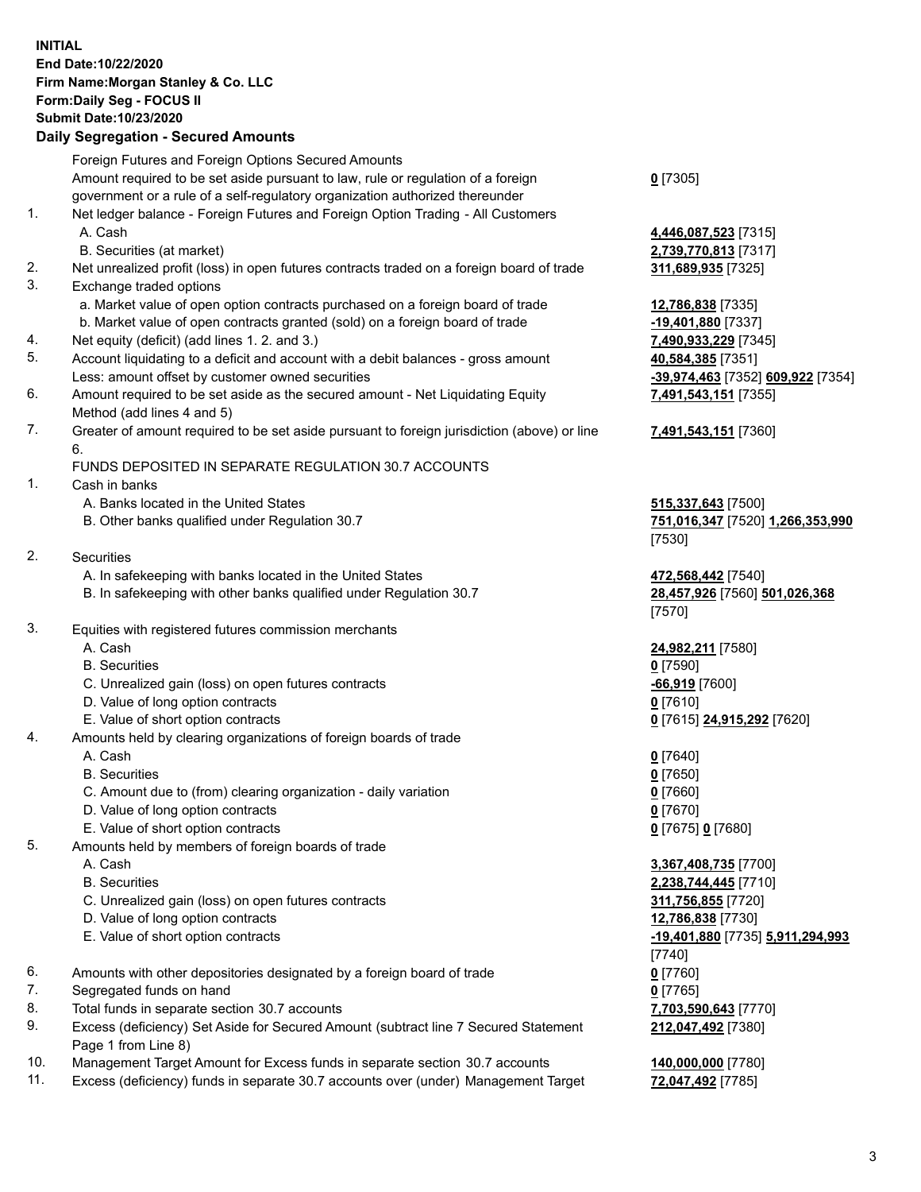**INITIAL**
**End Date:10/22/2020**
**Firm Name:Morgan Stanley & Co. LLC**
**Form:Daily Seg - FOCUS II**
**Submit Date:10/23/2020**

## Daily Segregation - Secured Amounts

| | | |
|---|---|---|
| | Foreign Futures and Foreign Options Secured Amounts | |
| | Amount required to be set aside pursuant to law, rule or regulation of a foreign government or a rule of a self-regulatory organization authorized thereunder | **0** [7305] |
| 1. | Net ledger balance - Foreign Futures and Foreign Option Trading - All Customers | |
| | A. Cash | **4,446,087,523** [7315] |
| | B. Securities (at market) | **2,739,770,813** [7317] |
| 2. | Net unrealized profit (loss) in open futures contracts traded on a foreign board of trade | **311,689,935** [7325] |
| 3. | Exchange traded options | |
| | a. Market value of open option contracts purchased on a foreign board of trade | **12,786,838** [7335] |
| | b. Market value of open contracts granted (sold) on a foreign board of trade | **-19,401,880** [7337] |
| 4. | Net equity (deficit) (add lines 1. 2. and 3.) | **7,490,933,229** [7345] |
| 5. | Account liquidating to a deficit and account with a debit balances - gross amount | **40,584,385** [7351] |
| | Less: amount offset by customer owned securities | **-39,974,463** [7352] **609,922** [7354] |
| 6. | Amount required to be set aside as the secured amount - Net Liquidating Equity Method (add lines 4 and 5) | **7,491,543,151** [7355] |
| 7. | Greater of amount required to be set aside pursuant to foreign jurisdiction (above) or line 6. | **7,491,543,151** [7360] |
| | FUNDS DEPOSITED IN SEPARATE REGULATION 30.7 ACCOUNTS | |
| 1. | Cash in banks | |
| | A. Banks located in the United States | **515,337,643** [7500] |
| | B. Other banks qualified under Regulation 30.7 | **751,016,347** [7520] **1,266,353,990** [7530] |
| 2. | Securities | |
| | A. In safekeeping with banks located in the United States | **472,568,442** [7540] |
| | B. In safekeeping with other banks qualified under Regulation 30.7 | **28,457,926** [7560] **501,026,368** [7570] |
| 3. | Equities with registered futures commission merchants | |
| | A. Cash | **24,982,211** [7580] |
| | B. Securities | **0** [7590] |
| | C. Unrealized gain (loss) on open futures contracts | **-66,919** [7600] |
| | D. Value of long option contracts | **0** [7610] |
| | E. Value of short option contracts | **0** [7615] **24,915,292** [7620] |
| 4. | Amounts held by clearing organizations of foreign boards of trade | |
| | A. Cash | **0** [7640] |
| | B. Securities | **0** [7650] |
| | C. Amount due to (from) clearing organization - daily variation | **0** [7660] |
| | D. Value of long option contracts | **0** [7670] |
| | E. Value of short option contracts | **0** [7675] **0** [7680] |
| 5. | Amounts held by members of foreign boards of trade | |
| | A. Cash | **3,367,408,735** [7700] |
| | B. Securities | **2,238,744,445** [7710] |
| | C. Unrealized gain (loss) on open futures contracts | **311,756,855** [7720] |
| | D. Value of long option contracts | **12,786,838** [7730] |
| | E. Value of short option contracts | **-19,401,880** [7735] **5,911,294,993** [7740] |
| 6. | Amounts with other depositories designated by a foreign board of trade | **0** [7760] |
| 7. | Segregated funds on hand | **0** [7765] |
| 8. | Total funds in separate section 30.7 accounts | **7,703,590,643** [7770] |
| 9. | Excess (deficiency) Set Aside for Secured Amount (subtract line 7 Secured Statement Page 1 from Line 8) | **212,047,492** [7380] |
| 10. | Management Target Amount for Excess funds in separate section 30.7 accounts | **140,000,000** [7780] |
| 11. | Excess (deficiency) funds in separate 30.7 accounts over (under) Management Target | **72,047,492** [7785] |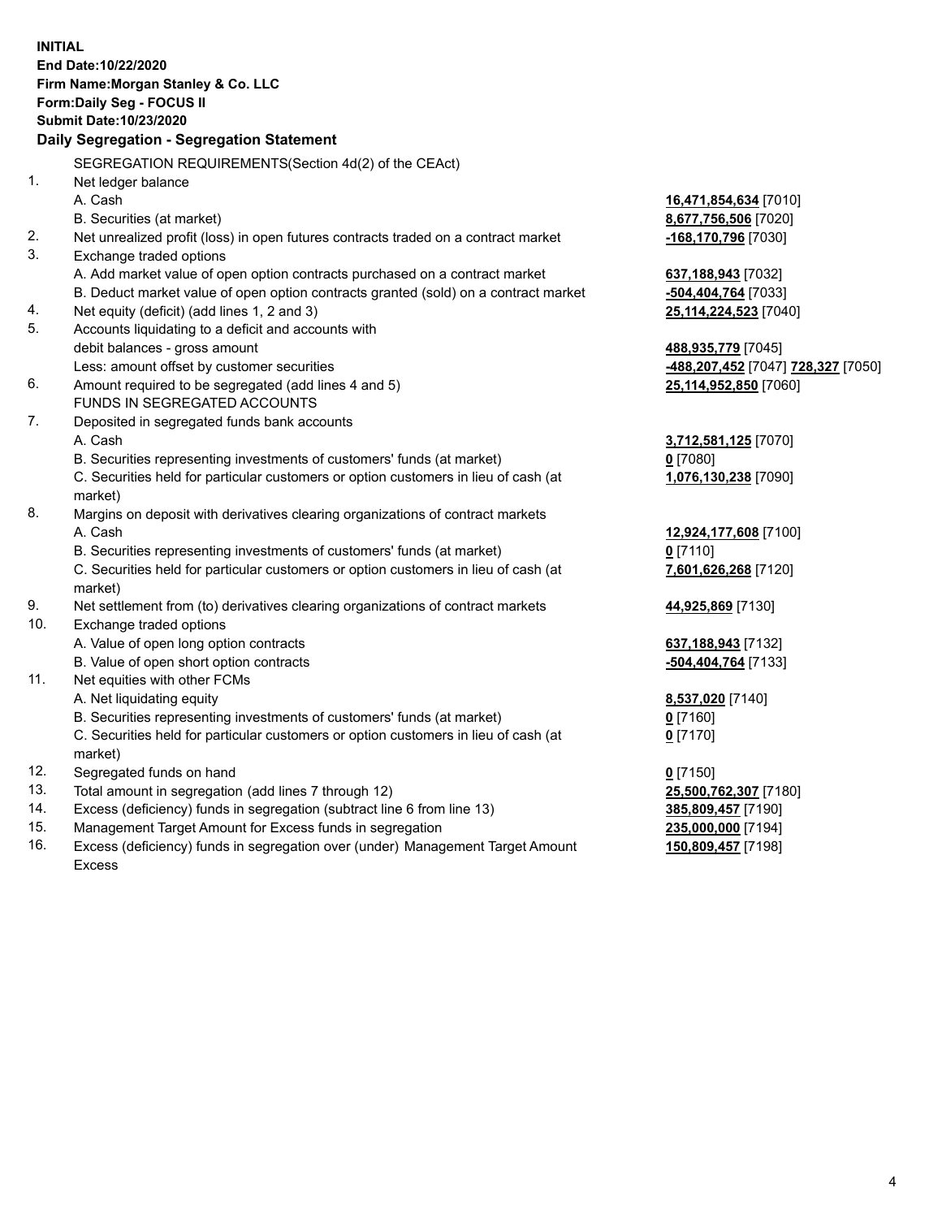**INITIAL**
**End Date:10/22/2020**
**Firm Name:Morgan Stanley & Co. LLC**
**Form:Daily Seg - FOCUS II**
**Submit Date:10/23/2020**

### Daily Segregation - Segregation Statement

SEGREGATION REQUIREMENTS(Section 4d(2) of the CEAct)

| | | |
|---|---|---|
| 1. | Net ledger balance | |
| | A. Cash | **16,471,854,634** [7010] |
| | B. Securities (at market) | **8,677,756,506** [7020] |
| 2. | Net unrealized profit (loss) in open futures contracts traded on a contract market | **-168,170,796** [7030] |
| 3. | Exchange traded options | |
| | A. Add market value of open option contracts purchased on a contract market | **637,188,943** [7032] |
| | B. Deduct market value of open option contracts granted (sold) on a contract market | **-504,404,764** [7033] |
| 4. | Net equity (deficit) (add lines 1, 2 and 3) | **25,114,224,523** [7040] |
| 5. | Accounts liquidating to a deficit and accounts with debit balances - gross amount | **488,935,779** [7045] |
| | Less: amount offset by customer securities | **-488,207,452** [7047] **728,327** [7050] |
| 6. | Amount required to be segregated (add lines 4 and 5) | **25,114,952,850** [7060] |
| | FUNDS IN SEGREGATED ACCOUNTS | |
| 7. | Deposited in segregated funds bank accounts | |
| | A. Cash | **3,712,581,125** [7070] |
| | B. Securities representing investments of customers' funds (at market) | **0** [7080] |
| | C. Securities held for particular customers or option customers in lieu of cash (at market) | **1,076,130,238** [7090] |
| 8. | Margins on deposit with derivatives clearing organizations of contract markets | |
| | A. Cash | **12,924,177,608** [7100] |
| | B. Securities representing investments of customers' funds (at market) | **0** [7110] |
| | C. Securities held for particular customers or option customers in lieu of cash (at market) | **7,601,626,268** [7120] |
| 9. | Net settlement from (to) derivatives clearing organizations of contract markets | **44,925,869** [7130] |
| 10. | Exchange traded options | |
| | A. Value of open long option contracts | **637,188,943** [7132] |
| | B. Value of open short option contracts | **-504,404,764** [7133] |
| 11. | Net equities with other FCMs | |
| | A. Net liquidating equity | **8,537,020** [7140] |
| | B. Securities representing investments of customers' funds (at market) | **0** [7160] |
| | C. Securities held for particular customers or option customers in lieu of cash (at market) | **0** [7170] |
| 12. | Segregated funds on hand | **0** [7150] |
| 13. | Total amount in segregation (add lines 7 through 12) | **25,500,762,307** [7180] |
| 14. | Excess (deficiency) funds in segregation (subtract line 6 from line 13) | **385,809,457** [7190] |
| 15. | Management Target Amount for Excess funds in segregation | **235,000,000** [7194] |
| 16. | Excess (deficiency) funds in segregation over (under) Management Target Amount Excess | **150,809,457** [7198] |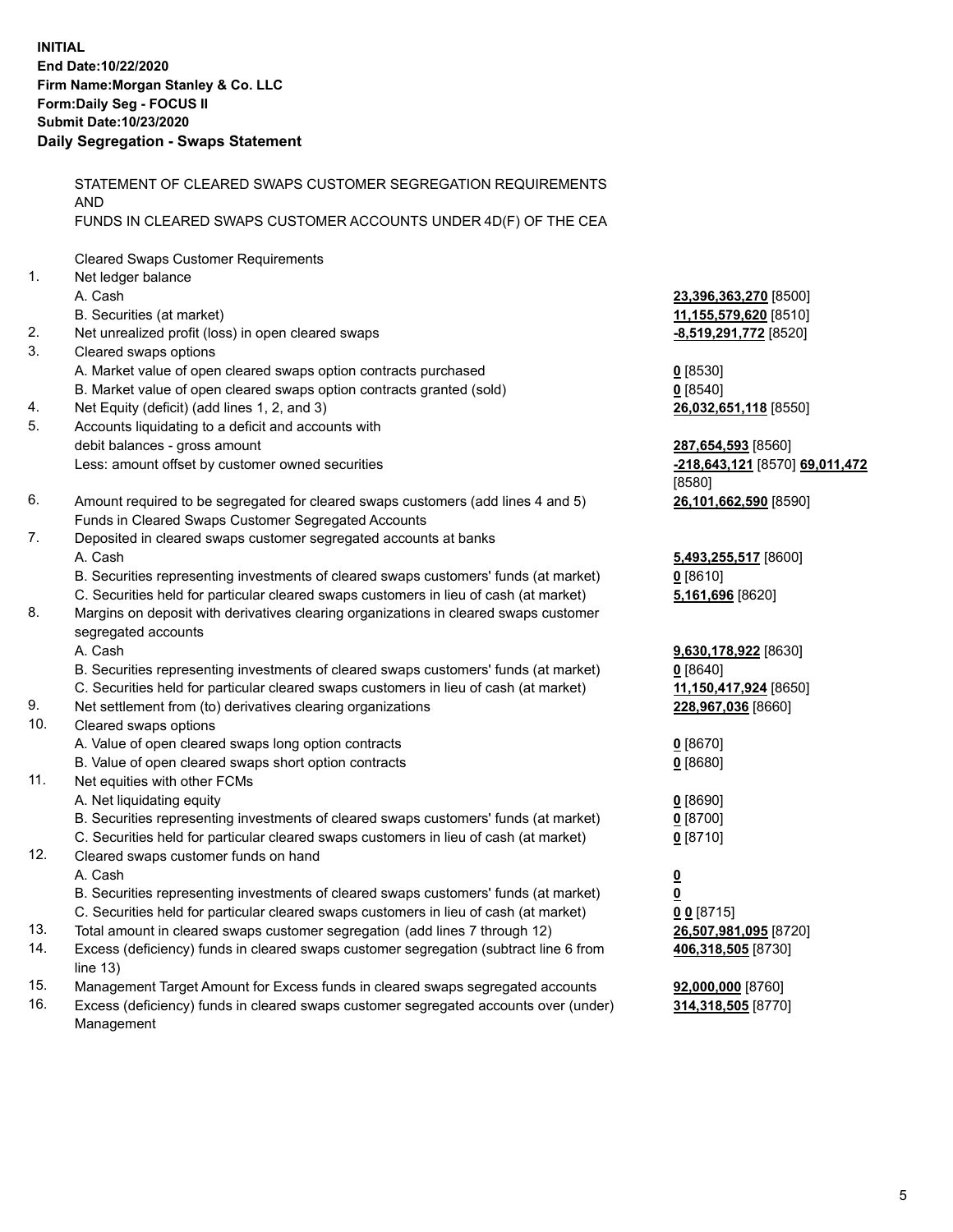**INITIAL**
**End Date:10/22/2020**
**Firm Name:Morgan Stanley & Co. LLC**
**Form:Daily Seg - FOCUS II**
**Submit Date:10/23/2020**
**Daily Segregation - Swaps Statement**

STATEMENT OF CLEARED SWAPS CUSTOMER SEGREGATION REQUIREMENTS AND FUNDS IN CLEARED SWAPS CUSTOMER ACCOUNTS UNDER 4D(F) OF THE CEA

| | | |
|---|---|---|
| | Cleared Swaps Customer Requirements | |
| 1. | Net ledger balance | |
| | A. Cash | **23,396,363,270** [8500] |
| | B. Securities (at market) | **11,155,579,620** [8510] |
| 2. | Net unrealized profit (loss) in open cleared swaps | **-8,519,291,772** [8520] |
| 3. | Cleared swaps options | |
| | A. Market value of open cleared swaps option contracts purchased | **0** [8530] |
| | B. Market value of open cleared swaps option contracts granted (sold) | **0** [8540] |
| 4. | Net Equity (deficit) (add lines 1, 2, and 3) | **26,032,651,118** [8550] |
| 5. | Accounts liquidating to a deficit and accounts with debit balances - gross amount | **287,654,593** [8560] |
| | Less: amount offset by customer owned securities | **-218,643,121** [8570] **69,011,472** [8580] |
| 6. | Amount required to be segregated for cleared swaps customers (add lines 4 and 5) | **26,101,662,590** [8590] |
| | Funds in Cleared Swaps Customer Segregated Accounts | |
| 7. | Deposited in cleared swaps customer segregated accounts at banks | |
| | A. Cash | **5,493,255,517** [8600] |
| | B. Securities representing investments of cleared swaps customers' funds (at market) | **0** [8610] |
| | C. Securities held for particular cleared swaps customers in lieu of cash (at market) | **5,161,696** [8620] |
| 8. | Margins on deposit with derivatives clearing organizations in cleared swaps customer segregated accounts | |
| | A. Cash | **9,630,178,922** [8630] |
| | B. Securities representing investments of cleared swaps customers' funds (at market) | **0** [8640] |
| | C. Securities held for particular cleared swaps customers in lieu of cash (at market) | **11,150,417,924** [8650] |
| 9. | Net settlement from (to) derivatives clearing organizations | **228,967,036** [8660] |
| 10. | Cleared swaps options | |
| | A. Value of open cleared swaps long option contracts | **0** [8670] |
| | B. Value of open cleared swaps short option contracts | **0** [8680] |
| 11. | Net equities with other FCMs | |
| | A. Net liquidating equity | **0** [8690] |
| | B. Securities representing investments of cleared swaps customers' funds (at market) | **0** [8700] |
| | C. Securities held for particular cleared swaps customers in lieu of cash (at market) | **0** [8710] |
| 12. | Cleared swaps customer funds on hand | |
| | A. Cash | **0** |
| | B. Securities representing investments of cleared swaps customers' funds (at market) | **0** |
| | C. Securities held for particular cleared swaps customers in lieu of cash (at market) | **0** **0** [8715] |
| 13. | Total amount in cleared swaps customer segregation (add lines 7 through 12) | **26,507,981,095** [8720] |
| 14. | Excess (deficiency) funds in cleared swaps customer segregation (subtract line 6 from line 13) | **406,318,505** [8730] |
| 15. | Management Target Amount for Excess funds in cleared swaps segregated accounts | **92,000,000** [8760] |
| 16. | Excess (deficiency) funds in cleared swaps customer segregated accounts over (under) Management | **314,318,505** [8770] |